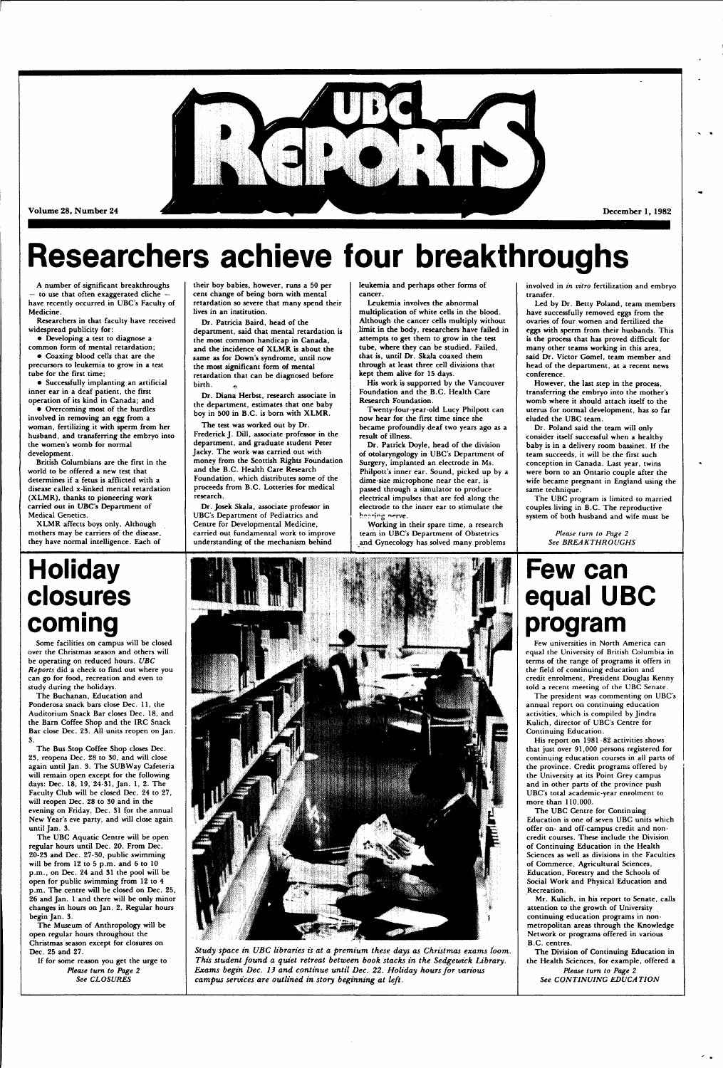# Researchers achieve four breakthroughs

A number of significant breakthroughs — to use that often exaggerated cliche — have recently occurred in UBC's Faculty of Medicine.

Researchers in that faculty have received widespread publicity for:

- Developing a test to diagnose a common form of mental retardation;
- Coaxing blood cells that are the precursors to leukemia to grow in a test tube for the first time;
- Successfully implanting an artificial inner ear in a deaf patient, the first operation of its kind in Canada; and
- Overcoming most of the hurdles involved in removing an egg from a woman, fertilizing it with sperm from her husband, and transferring the embryo into the women's womb for normal development.

British Columbians are the first in the world to be offered a new test that determines if a fetus is afflicted with a disease called x-linked mental retardation (XLMR), thanks to pioneering work carried out in UBC's Department of Medical Genetics.

XLMR affects boys only. Although mothers may be carriers of the disease, they have normal intelligence. Each of their boy babies, however, runs a 50 per cent change of being born with mental retardation so severe that many spend their lives in an institution.

Dr. Patricia Baird, head of the department, said that mental retardation is the most common handicap in Canada, and the incidence of XLMR is about the same as for Down's syndrome, until now the most significant form of mental retardation that can be diagnosed before birth.

Dr. Diana Herbst, research associate in the department, estimates that one baby boy in 500 in B.C. is born with XLMR.

The test was worked out by Dr. Frederick J. Dill, associate professor in the department, and graduate student Peter Jacky. The work was carried out with money from the Scottish Rights Foundation and the B.C. Health Care Research Foundation, which distributes some of the proceeds from B.C. Lotteries for medical research.

Dr. Josek Skala, associate professor in UBC's Department of Pediatrics and Centre for Developmental Medicine, carried out fundamental work to improve understanding of the mechanism behind leukemia and perhaps other forms of cancer.

Leukemia involves the abnormal multiplication of white cells in the blood. Although the cancer cells multiply without limit in the body, researchers have failed in attempts to get them to grow in the test tube, where they can be studied. Failed, that is, until Dr. Skala coaxed them through at least three cell divisions that kept them alive for 15 days.

His work is supported by the Vancouver Foundation and the B.C. Health Care Research Foundation.

Twenty-four-year-old Lucy Philpott can now hear for the first time since she became profoundly deaf two years ago as a result of illness.

Dr. Patrick Doyle, head of the division of otolaryngology in UBC's Department of Surgery, implanted an electrode in Ms. Philpott's inner ear. Sound, picked up by a dime-size microphone near the ear, is passed through a simulator to produce electrical impulses that are fed along the electrode to the inner ear to stimulate the hearing nerve.

Working in their spare time, a research team in UBC's Department of Obstetrics and Gynecology has solved many problems involved in *in vitro* fertilization and embryo transfer.

Led by Dr. Betty Poland, team members have successfully removed eggs from the ovaries of four women and fertilized the eggs with sperm from their husbands. This is the process that has proved difficult for many other teams working in this area, said Dr. Victor Gomel, team member and head of the department, at a recent news conference.

However, the last step in the process, transferring the embryo into the mother's womb where it should attach itself to the uterus for normal development, has so far eluded the UBC team.

Dr. Poland said the team will only consider itself successful when a healthy baby is in a delivery room bassinet. If the team succeeds, it will be the first such conception in Canada. Last year, twins were born to an Ontario couple after the wife became pregnant in England using the same technique.

The UBC program is limited to married couples living in B.C. The reproductive system of both husband and wife must be

*Please turn to Page 2*
*See BREAKTHROUGHS*

# Holiday closures coming

Some facilities on campus will be closed over the Christmas season and others will be operating on reduced hours. *UBC Reports* did a check to find out where you can go for food, recreation and even to study during the holidays.

The Buchanan, Education and Ponderosa snack bars close Dec. 11, the Auditorium Snack Bar closes Dec. 18, and the Barn Coffee Shop and the IRC Snack Bar close Dec. 23. All units reopen on Jan. 3.

The Bus Stop Coffee Shop closes Dec. 23, reopens Dec. 28 to 30, and will close again until Jan. 3. The SUBWay Cafeteria will remain open except for the following days: Dec. 18, 19, 24-31, Jan. 1, 2. The Faculty Club will be closed Dec. 24 to 27, will reopen Dec. 28 to 30 and in the evening on Friday, Dec. 31 for the annual New Year's eve party, and will close again until Jan. 3.

The UBC Aquatic Centre will be open regular hours until Dec. 20. From Dec. 20-23 and Dec. 27-30, public swimming will be from 12 to 5 p.m. and 6 to 10 p.m., on Dec. 24 and 31 the pool will be open for public swimming from 12 to 4 p.m. The centre will be closed on Dec. 25, 26 and Jan. 1 and there will be only minor changes in hours on Jan. 2. Regular hours begin Jan. 3.

The Museum of Anthropology will be open regular hours throughout the Christmas season except for closures on Dec. 25 and 27.

If for some reason you get the urge to

*Please turn to Page 2*
*See CLOSURES*

*Study space in UBC libraries is at a premium these days as Christmas exams loom. This student found a quiet retreat between book stacks in the Sedgewick Library. Exams begin Dec. 13 and continue until Dec. 22. Holiday hours for various campus services are outlined in story beginning at left.*

# Few can equal UBC program

Few universities in North America can equal the University of British Columbia in terms of the range of programs it offers in the field of continuing education and credit enrolment, President Douglas Kenny told a recent meeting of the UBC Senate.

The president was commenting on UBC's annual report on continuing education activities, which is compiled by Jindra Kulich, director of UBC's Centre for Continuing Education.

His report on 1981-82 activities shows that just over 91,000 persons registered for continuing education courses in all parts of the province. Credit programs offered by the University at its Point Grey campus and in other parts of the province push UBC's total academic-year enrolment to more than 110,000.

The UBC Centre for Continuing Education is one of seven UBC units which offer on- and off-campus credit and non-credit courses. These include the Division of Continuing Education in the Health Sciences as well as divisions in the Faculties of Commerce, Agricultural Sciences, Education, Forestry and the Schools of Social Work and Physical Education and Recreation.

Mr. Kulich, in his report to Senate, calls attention to the growth of University continuing education programs in non-metropolitan areas through the Knowledge Network or programs offered in various B.C. centres.

The Division of Continuing Education in the Health Sciences, for example, offered a

*Please turn to Page 2*
*See CONTINUING EDUCATION*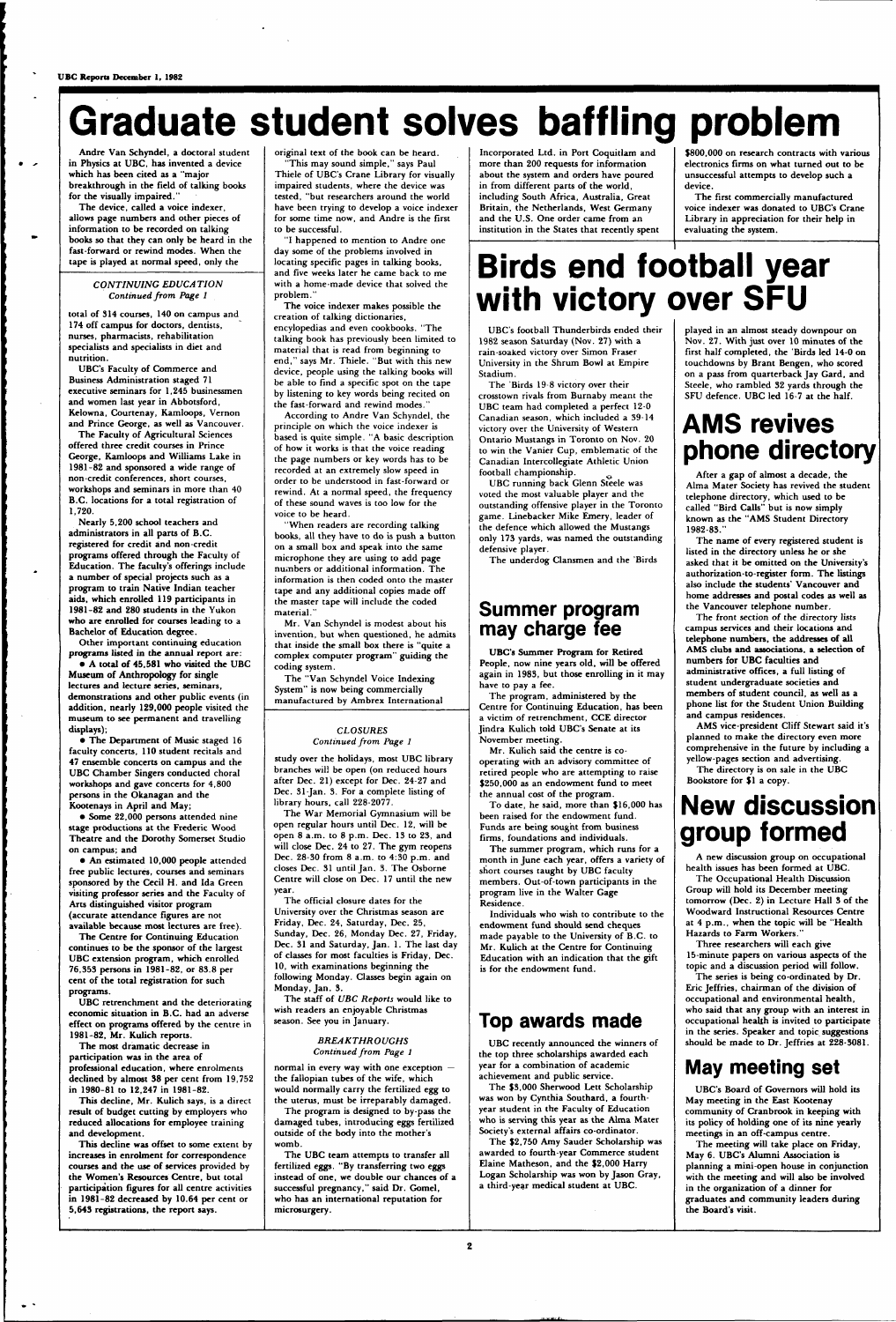# Graduate student solves baffling problem

Andre Van Schyndel, a doctoral student in Physics at UBC, has invented a device which has been cited as a "major breakthrough in the field of talking books for the visually impaired."

The device, called a voice indexer, allows page numbers and other pieces of information to be recorded on talking books so that they can only be heard in the fast-forward or rewind modes. When the tape is played at normal speed, only the original text of the book can be heard.

"This may sound simple," says Paul Thiele of UBC's Crane Library for visually impaired students, where the device was tested, "but researchers around the world have been trying to develop a voice indexer for some time now, and Andre is the first to be successful.

"I happened to mention to Andre one day some of the problems involved in locating specific pages in talking books, and five weeks later he came back to me with a home-made device that solved the problem."

The voice indexer makes possible the creation of talking dictionaries, encyclopedias and even cookbooks. "The talking book has previously been limited to material that is read from beginning to end," says Mr. Thiele. "But with this new device, people using the talking books will be able to find a specific spot on the tape by listening to key words being recited on the fast-forward and rewind modes."

According to Andre Van Schyndel, the principle on which the voice indexer is based is quite simple. "A basic description of how it works is that the voice reading the page numbers or key words has to be recorded at an extremely slow speed in order to be understood in fast-forward or rewind. At a normal speed, the frequency of these sound waves is too low for the voice to be heard.

"When readers are recording talking books, all they have to do is push a button on a small box and speak into the same microphone they are using to add page numbers or additional information. The information is then coded onto the master tape and any additional copies made off the master tape will include the coded material."

Mr. Van Schyndel is modest about his invention, but when questioned, he admits that inside the small box there is "quite a complex computer program" guiding the coding system.

The "Van Schyndel Voice Indexing System" is now being commercially manufactured by Ambrex International Incorporated Ltd. in Port Coquitlam and more than 200 requests for information about the system and orders have poured in from different parts of the world, including South Africa, Australia, Great Britain, the Netherlands, West Germany and the U.S. One order came from an institution in the States that recently spent $800,000 on research contracts with various electronics firms on what turned out to be unsuccessful attempts to develop such a device.

The first commercially manufactured voice indexer was donated to UBC's Crane Library in appreciation for their help in evaluating the system.

*CONTINUING EDUCATION*
*Continued from Page 1*

total of 314 courses, 140 on campus and 174 off campus for doctors, dentists, nurses, pharmacists, rehabilitation specialists and specialists in diet and nutrition.

UBC's Faculty of Commerce and Business Administration staged 71 executive seminars for 1,245 businessmen and women last year in Abbotsford, Kelowna, Courtenay, Kamloops, Vernon and Prince George, as well as Vancouver.

The Faculty of Agricultural Sciences offered three credit courses in Prince George, Kamloops and Williams Lake in 1981-82 and sponsored a wide range of non-credit conferences, short courses, workshops and seminars in more than 40 B.C. locations for a total registration of 1,720.

Nearly 5,200 school teachers and administrators in all parts of B.C. registered for credit and non-credit programs offered through the Faculty of Education. The faculty's offerings include a number of special projects such as a program to train Native Indian teacher aids, which enrolled 119 participants in 1981-82 and 280 students in the Yukon who are enrolled for courses leading to a Bachelor of Education degree.

Other important continuing education programs listed in the annual report are:

- A total of 45,581 who visited the UBC Museum of Anthropology for single lectures and lecture series, seminars, demonstrations and other public events (in addition, nearly 129,000 people visited the museum to see permanent and travelling displays);
- The Department of Music staged 16 faculty concerts, 110 student recitals and 47 ensemble concerts on campus and the UBC Chamber Singers conducted choral workshops and gave concerts for 4,800 persons in the Okanagan and the Kootenays in April and May;
- Some 22,000 persons attended nine stage productions at the Frederic Wood Theatre and the Dorothy Somerset Studio on campus; and
- An estimated 10,000 people attended free public lectures, courses and seminars sponsored by the Cecil H. and Ida Green visiting professor series and the Faculty of Arts distinguished visitor program (accurate attendance figures are not available because most lectures are free).

The Centre for Continuing Education continues to be the sponsor of the largest UBC extension program, which enrolled 76,353 persons in 1981-82, or 83.8 per cent of the total registration for such programs.

UBC retrenchment and the deteriorating economic situation in B.C. had an adverse effect on programs offered by the centre in 1981-82, Mr. Kulich reports.

The most dramatic decrease in participation was in the area of professional education, where enrolments declined by almost 38 per cent from 19,752 in 1980-81 to 12,247 in 1981-82.

This decline, Mr. Kulich says, is a direct result of budget cutting by employers who reduced allocations for employee training and development.

This decline was offset to some extent by increases in enrolment for correspondence courses and the use of services provided by the Women's Resources Centre, but total participation figures for all centre activities in 1981-82 decreased by 10.64 per cent or 5,643 registrations, the report says.

*CLOSURES*
*Continued from Page 1*

study over the holidays, most UBC library branches will be open (on reduced hours after Dec. 21) except for Dec. 24-27 and Dec. 31-Jan. 3. For a complete listing of library hours, call 228-2077.

The War Memorial Gymnasium will be open regular hours until Dec. 12, will be open 8 a.m. to 8 p.m. Dec. 13 to 23, and will close Dec. 24 to 27. The gym reopens Dec. 28-30 from 8 a.m. to 4:30 p.m. and closes Dec. 31 until Jan. 3. The Osborne Centre will close on Dec. 17 until the new year.

The official closure dates for the University over the Christmas season are Friday, Dec. 24, Saturday, Dec. 25, Sunday, Dec. 26, Monday Dec. 27, Friday, Dec. 31 and Saturday, Jan. 1. The last day of classes for most faculties is Friday, Dec. 10, with examinations beginning the following Monday. Classes begin again on Monday, Jan. 3.

The staff of *UBC Reports* would like to wish readers an enjoyable Christmas season. See you in January.

*BREAKTHROUGHS*
*Continued from Page 1*

normal in every way with one exception — the fallopian tubes of the wife, which would normally carry the fertilized egg to the uterus, must be irreparably damaged.

The program is designed to by-pass the damaged tubes, introducing eggs fertilized outside of the body into the mother's womb.

The UBC team attempts to transfer all fertilized eggs. "By transferring two eggs instead of one, we double our chances of a successful pregnancy," said Dr. Gomel, who has an international reputation for microsurgery.

# Birds end football year with victory over SFU

UBC's football Thunderbirds ended their 1982 season Saturday (Nov. 27) with a rain-soaked victory over Simon Fraser University in the Shrum Bowl at Empire Stadium.

The 'Birds 19-8 victory over their crosstown rivals from Burnaby meant the UBC team had completed a perfect 12-0 Canadian season, which included a 39-14 victory over the University of Western Ontario Mustangs in Toronto on Nov. 20 to win the Vanier Cup, emblematic of the Canadian Intercollegiate Athletic Union football championship.

UBC running back Glenn Steele was voted the most valuable player and the outstanding offensive player in the Toronto game. Linebacker Mike Emery, leader of the defence which allowed the Mustangs only 173 yards, was named the outstanding defensive player.

The underdog Clansmen and the 'Birds played in an almost steady downpour on Nov. 27. With just over 10 minutes of the first half completed, the 'Birds led 14-0 on touchdowns by Brant Bengen, who scored on a pass from quarterback Jay Gard, and Steele, who rambled 32 yards through the SFU defence. UBC led 16-7 at the half.

## Summer program may charge fee

**UBC's Summer Program for Retired People, now nine years old, will be offered again in 1983, but those enrolling in it may have to pay a fee.**

The program, administered by the Centre for Continuing Education, has been a victim of retrenchment, CCE director Jindra Kulich told UBC's Senate at its November meeting.

Mr. Kulich said the centre is co-operating with an advisory committee of retired people who are attempting to raise $250,000 as an endowment fund to meet the annual cost of the program.

To date, he said, more than $16,000 has been raised for the endowment fund. Funds are being sought from business firms, foundations and individuals.

The summer program, which runs for a month in June each year, offers a variety of short courses taught by UBC faculty members. Out-of-town participants in the program live in the Walter Gage Residence.

Individuals who wish to contribute to the endowment fund should send cheques made payable to the University of B.C. to Mr. Kulich at the Centre for Continuing Education with an indication that the gift is for the endowment fund.

## Top awards made

UBC recently announced the winners of the top three scholarships awarded each year for a combination of academic achievement and public service.

The $3,000 Sherwood Lett Scholarship was won by Cynthia Southard, a fourth-year student in the Faculty of Education who is serving this year as the Alma Mater Society's external affairs co-ordinator.

The $2,750 Amy Sauder Scholarship was awarded to fourth-year Commerce student Elaine Matheson, and the $2,000 Harry Logan Scholarship was won by Jason Gray, a third-year medical student at UBC.

# AMS revives phone directory

After a gap of almost a decade, the Alma Mater Society has revived the student telephone directory, which used to be called "Bird Calls" but is now simply known as the "AMS Student Directory 1982-83."

The name of every registered student is listed in the directory unless he or she asked that it be omitted on the University's authorization-to-register form. The listings also include the students' Vancouver and home addresses and postal codes as well as the Vancouver telephone number.

The front section of the directory lists campus services and their locations and telephone numbers, the addresses of all AMS clubs and associations, a selection of numbers for UBC faculties and administrative offices, a full listing of student undergraduate societies and members of student council, as well as a phone list for the Student Union Building and campus residences.

AMS vice-president Cliff Stewart said it's planned to make the directory even more comprehensive in the future by including a yellow-pages section and advertising.

The directory is on sale in the UBC Bookstore for $1 a copy.

# New discussion group formed

A new discussion group on occupational health issues has been formed at UBC.

The Occupational Health Discussion Group will hold its December meeting tomorrow (Dec. 2) in Lecture Hall 3 of the Woodward Instructional Resources Centre at 4 p.m., when the topic will be "Health Hazards to Farm Workers."

Three researchers will each give 15-minute papers on various aspects of the topic and a discussion period will follow.

The series is being co-ordinated by Dr. Eric Jeffries, chairman of the division of occupational and environmental health, who said that any group with an interest in occupational health is invited to participate in the series. Speaker and topic suggestions should be made to Dr. Jeffries at 228-5081.

## May meeting set

UBC's Board of Governors will hold its May meeting in the East Kootenay community of Cranbrook in keeping with its policy of holding one of its nine yearly meetings in an off-campus centre.

The meeting will take place on Friday, May 6. UBC's Alumni Association is planning a mini-open house in conjunction with the meeting and will also be involved in the organization of a dinner for graduates and community leaders during the Board's visit.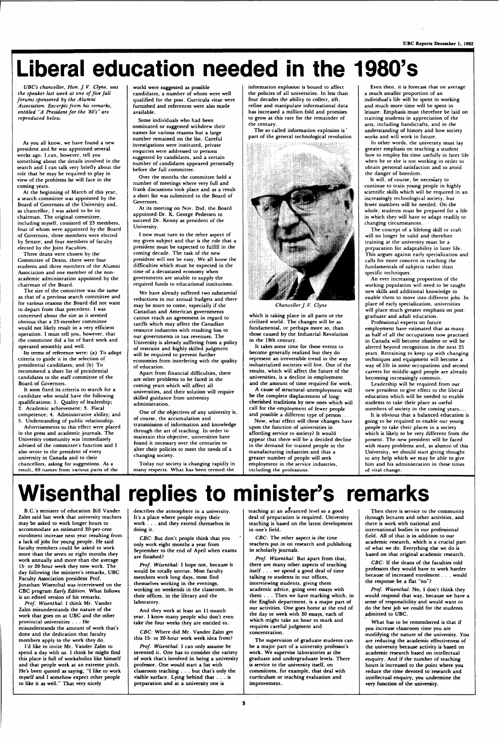# Liberal education needed in the 1980's

*UBC's chancellor, Hon. J. V. Clyne, was the speaker last week at one of five fall forums sponsored by the Alumni Association. Excerpts from his remarks, entitled "A President for the '80's" are reproduced below.*

As you all know, we have found a new president and he was appointed several weeks ago. I can, however, tell you something about the details involved in the search and I can talk very briefly about the role that he may be required to play in view of the problems he will face in the coming years.

At the beginning of March of this year, a search committee was appointed by the Board of Governors of the University and, as chancellor, I was asked to be its chairman. The original committee, including myself, consisted of 23 members, four of whom were appointed by the Board of Governors, three members were elected by Senate, and four members of faculty elected by the Joint Faculties.

Three deans were chosen by the Committee of Deans, there were four students and three members of the Alumni Association and one member of the non-academic administration appointed by the chairman of the Board.

The size of the committee was the same as that of a previous search committee and for various reasons the Board did not want to depart from that precedent. I was concerned about the size as it seemed obvious that a 23-member committee would not likely result in a very efficient operation. I must tell you, however, that the committee did a lot of hard work and operated smoothly and well.

Its terms of reference were: (a) To adopt criteria to guide it in the selection of presidential candidates; and (b) To recommend a short list of presidential candidates to the staff committee of the Board of Governors.

It soon fixed its criteria to search for a candidate who would have the following qualifications: 1. Quality of leadership; 2. Academic achievement; 3. Fiscal competence; 4. Administrative ability; and 5. Understanding of public relationship.

Advertisements to this effect were placed in the press and academic journals. The University community was immediately advised of the committee's function and I also wrote to the president of every university in Canada and to their chancellors, asking for suggestions. As a result, 89 names from various parts of the world were suggested as possible candidates, a number of whom were well qualified for the post. Curricula vitae were furnished and references were also made available.

Some individuals who had been nominated or suggested withdrew their names for various reasons but a large number remained on the list. Careful investigations were instituted, private enquiries were addressed to persons suggested by candidates, and a certain number of candidates appeared personally before the full committee.

Over the months the committee held a number of meetings where very full and frank discussions took place and as a result a short list was submitted to the Board of Governors.

At its meeting on Nov. 2nd, the Board appointed Dr. K. George Pedersen to succeed Dr. Kenny as president of the University.

I now must turn to the other aspect of my given subject and that is the role that a president must be expected to fulfill in the coming decade. The task of the new president will not be easy. We all know the difficulties which must be expected in the time of a devastated economy when governments are unable to supply the required funds to educational institutions.

We have already suffered two substantial reductions in our annual budgets and there may be more to come, especially if the Canadian and American governments cannot reach an agreement in regard to tariffs which may affect the Canadian resource industries with resulting loss to our governments in tax revenues. The University is already suffering from a policy of restraint and highly skilled judgment will be required to prevent further economies from interfering with the quality of education.

Apart from financial difficulties, there are other problems to be faced in the coming years which will affect all universities, and their solution will require skilled guidance from university administration.

One of the objectives of any university is, of course, the accumulation and transmission of information and knowledge through the art of teaching. In order to maintain this objective, universities have found it necessary over the centuries to alter their policies to meet the needs of a changing society.

Today our society is changing rapidly in many respects. What has been termed the information explosion is bound to affect the policies of all universities. In less than four decades the ability to collect, sift, refine and manipulate informational data has increased a million-fold and promises to grow at this rate for the remainder of the century.

The so-called information explosion is part of the general technological revolution

Chancellor J. V. Clyne

which is taking place in all parts of the civilized world. The changes will be as fundamental, or perhaps more so, than those caused by the Industrial Revolution in the 19th century.

It takes some time for these events to become generally realized but they do represent an irreversible trend in the way industrialized societies will live. One of the results, which will affect the future of the universities, is a decline in employment and the amount of time required for work.

A cause of structural unemployment will be the complete displacement of long-cherished traditions by new ones which will call for the employment of fewer people and possible a different type of person....

Now, what effect will these changes have upon the function of universities in affording service to society? It would appear that there will be a decided decline in the demand for trained people in the manufacturing industries and that a greater number of people will seek employment in the service industries, including the professions.

Even then, it is forecast that on average a much smaller proportion of an individual's life will be spent in working and much more time will be spent in leisure. Emphasis must therefore be laid on training students in appreciation of the arts, including handicrafts, and in the understanding of history and how society works and will work in future.

In other words, the university must lay greater emphasis on teaching a student how to employ his time usefully in later life when he or she is not working in order to obtain personal satisfaction and to avoid the danger of boredom.

It will, of course, be necessary to continue to train young people in highly scientific skills which will be required in an increasingly technological society, but fewer numbers will be needed. On the whole, students must be prepared for a life in which they will have to adapt readily to changing circumstances.

The concept of a lifelong skill or craft will no longer be valid and therefore training at the university must be a preparation for adaptability in later life. This argues against early specialization and calls for more concern in teaching the fundamentals of subjects rather than specific techniques.

An ever increasing proportion of the working population will need to be taught new skills and additional knowledge to enable them to move into different jobs. In place of early specialization, universities will place much greater emphasis on post-graduate and adult education.

Professional experts on future employment have estimated that as many as half of all the occupations now practised in Canada will become obsolete or will be altered beyond recognition in the next 25 years. Retraining to keep up with changing techniques and equipment will become a way of life in some occupations and second careers for middle-aged people are already becoming increasingly common.

Leadership will be required from our new president to give effect to the liberal education which will be needed to enable students to take their place as useful members of society in the coming years....

It is obvious that a balanced education is going to be required to enable our young people to take their places in a society which is likely to be very different from the present. The new president will be faced with many problems and, as alumni of this University, we should start giving thought to any help which we may be able to give him and his administration in these times of vital change.

# Wisenthal replies to minister's remarks

B.C.'s minister of education Bill Vander Zalm said last week that university teachers may be asked to work longer hours to accommodate an estimated 20-per-cent enrolment increase next year resulting from a lack of jobs for young people. He said faculty members could be asked to work more than the seven or eight months they work annually and more than the average 15- or 20-hour week they now work. The day following the minister's remarks, UBC Faculty Association president Prof. Jonathan Wisenthal was interviewed on the CBC program *Early Edition*. What follows is an edited version of his remarks.

*Prof. Wisenthal:* I think Mr. Vander Zalm misunderstands the nature of the work that goes on at UBC and the other provincial universities . . . He misunderstands the amount of work that's done and the dedication that faculty members apply to the work they do.

I'd like to invite Mr. Vander Zalm to spend a day with us. I think he might find this place is full of workaholics like himself and that people work at an extreme pitch. He's been quoted as saying, "I like to work myself and I somehow expect other people to like it as well." That very nicely describes the atmosphere in a university. It's a place where people enjoy their work . . . and they extend themselves in doing it.

*CBC:* But don't people think that you only work eight months a year from September to the end of April when exams are finished?

*Prof. Wisenthal:* I hope not, because it would be totally untrue. Most faculty members work long days, most find themselves working in the evenings, working on weekends in the classroom, in their offices, in the library and the laboratory.

And they work at least an 11-month year. I know many people who don't even take the four weeks they are entitled to.

*CBC:* Where did Mr. Vander Zalm get this 15- to 20-hour work week idea from?

*Prof. Wisenthal:* I can only assume he invented it. One has to consider the variety of work that's involved in being a university professor. One would start a list with classroom teaching . . . but that's only the visible surface. Lying behind that . . . is preparation and at a university one is teaching at an advanced level so a good deal of preparation is required. University teaching is based on the latest development in one's field.

*CBC:* The other aspect is the time teachers put in on research and publishing in scholarly journals.

*Prof. Wisenthal:* But apart from that, there are many other aspects of teaching itself . . . we spend a good deal of time talking to students in our offices, interviewing students, giving them academic advice, going over essays with them . . . Then we have marking which, in the English department, is a major part of our activities. One goes home at the end of the day or week with 30 essays, each of which might take an hour to mark and requires careful judgment and concentration.

The supervision of graduate students can be a major part of a university professor's work. We supervise laboratories at the graduate and undergraduate levels. There is service to the university itself, on committees, for example, that deal with curriculum or teaching evaluation and improvement.

Then there is service to the community through lectures and other activities, and there is work with national and international bodies in our professional field. All of that is in addition to our academic research, which is a crucial part of what we do. Everything else we do is based on that original academic research.

*CBC:* If the deans of the faculties told professors they would have to work harder because of increased enrolment . . . would the response be a flat "no"?

*Prof. Wisenthal:* No, I don't think they would respond that way, because we have a sense of responsibility and would want to do the best job we could for the students admitted to UBC.

What has to be remembered is that if you increase classroom time you are modifying the nature of the university. You are reducing the academic effectiveness of the university because activity is based on academic research based on intellectual enquiry. And if the number of teaching hours is increased to the point where you reduce the time devoted to research and intellectual enquiry, you undermine the very function of the university.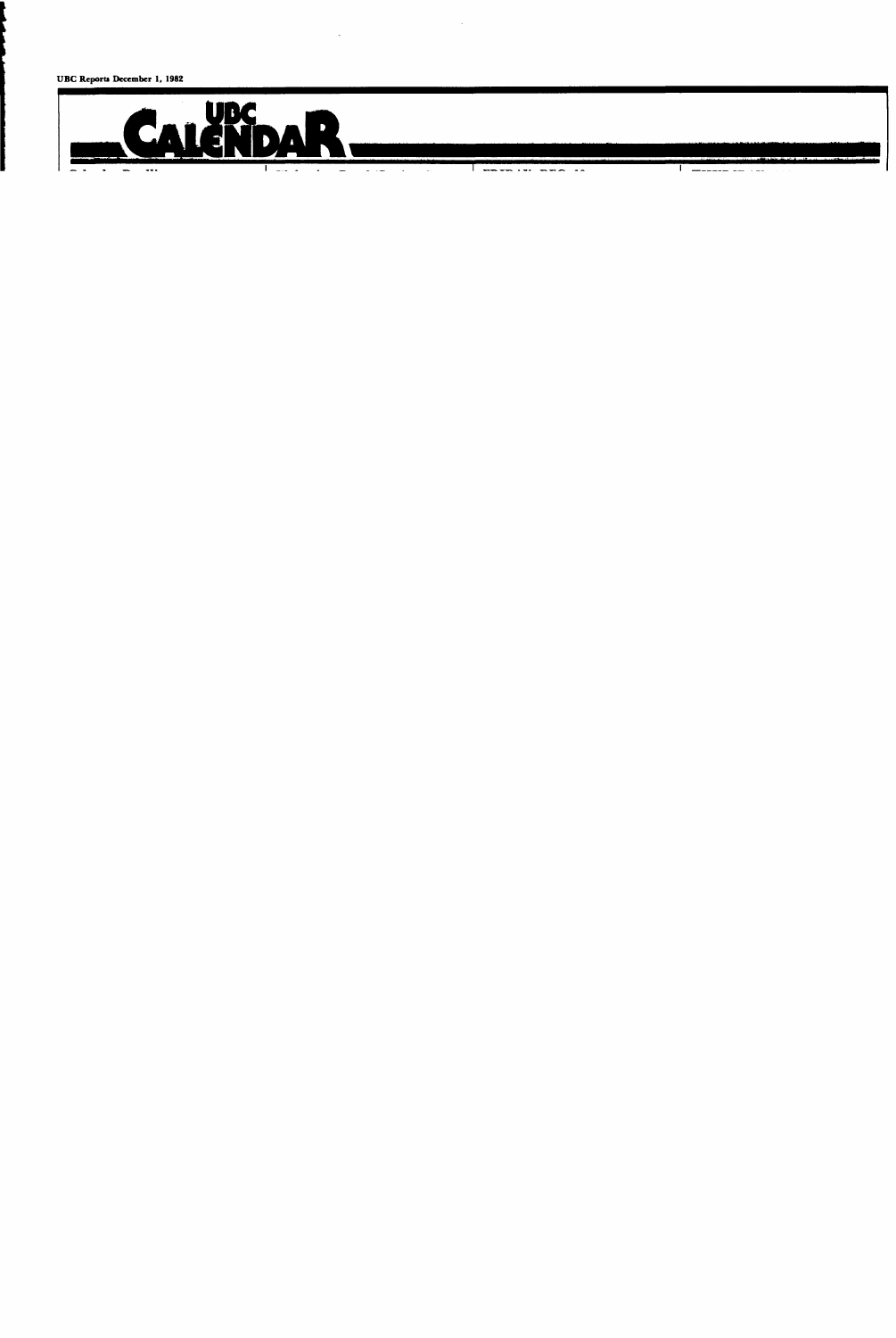# UBC CALENDAR